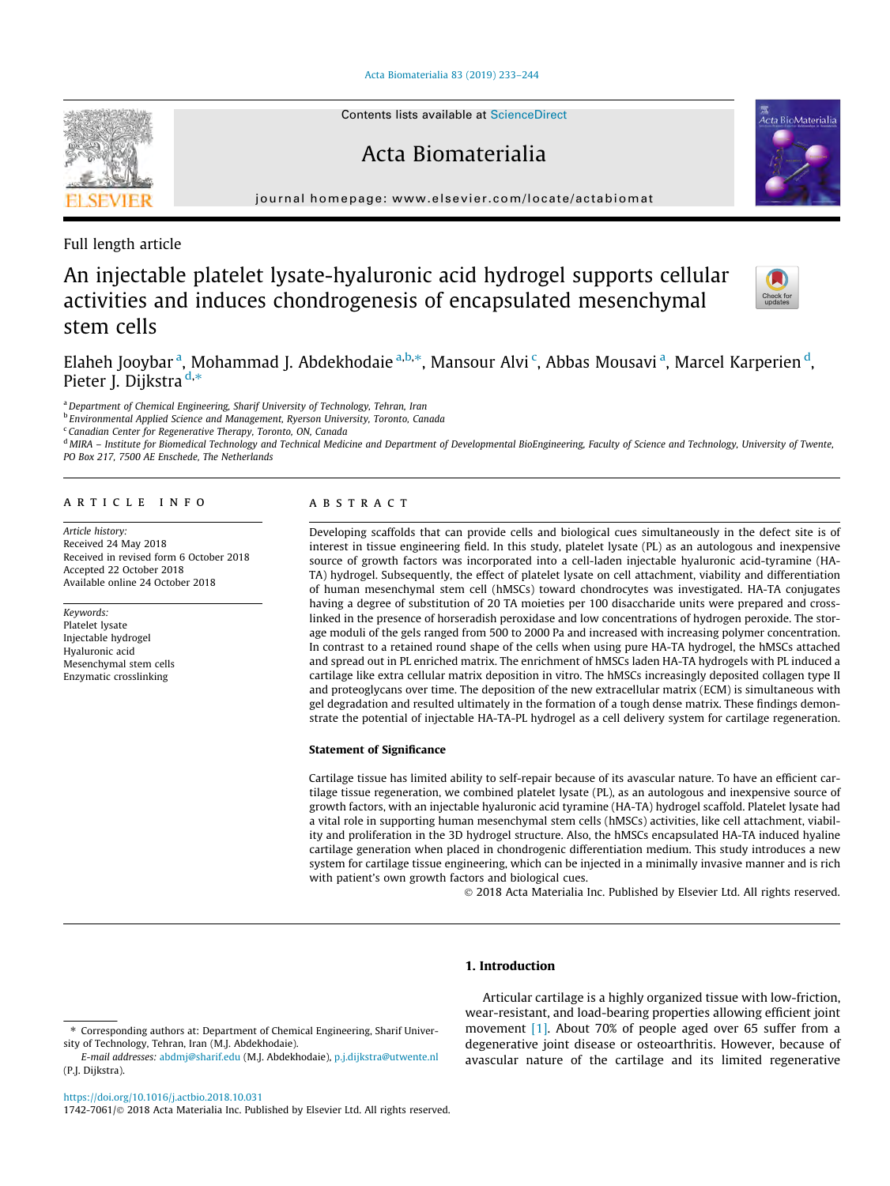Contents lists available at ScienceDirect

# Acta Biomaterialia

journal homepage: www.elsevier.com/locate/actabiomat

Full length article

# An injectable platelet lysate-hyaluronic acid hydrogel supports cellular activities and induces chondrogenesis of encapsulated mesenchymal stem cells

Elaheh Jooybar [a], Mohammad J. Abdekhodaie [a,b,*], Mansour Alvi [c], Abbas Mousavi [a], Marcel Karperien [d], Pieter J. Dijkstra [d,*]

[a] Department of Chemical Engineering, Sharif University of Technology, Tehran, Iran
[b] Environmental Applied Science and Management, Ryerson University, Toronto, Canada
[c] Canadian Center for Regenerative Therapy, Toronto, ON, Canada
[d] MIRA – Institute for Biomedical Technology and Technical Medicine and Department of Developmental BioEngineering, Faculty of Science and Technology, University of Twente, PO Box 217, 7500 AE Enschede, The Netherlands

## ARTICLE INFO

*Article history:*
Received 24 May 2018
Received in revised form 6 October 2018
Accepted 22 October 2018
Available online 24 October 2018

*Keywords:*
Platelet lysate
Injectable hydrogel
Hyaluronic acid
Mesenchymal stem cells
Enzymatic crosslinking

## ABSTRACT

Developing scaffolds that can provide cells and biological cues simultaneously in the defect site is of interest in tissue engineering field. In this study, platelet lysate (PL) as an autologous and inexpensive source of growth factors was incorporated into a cell-laden injectable hyaluronic acid-tyramine (HA-TA) hydrogel. Subsequently, the effect of platelet lysate on cell attachment, viability and differentiation of human mesenchymal stem cell (hMSCs) toward chondrocytes was investigated. HA-TA conjugates having a degree of substitution of 20 TA moieties per 100 disaccharide units were prepared and cross-linked in the presence of horseradish peroxidase and low concentrations of hydrogen peroxide. The storage moduli of the gels ranged from 500 to 2000 Pa and increased with increasing polymer concentration. In contrast to a retained round shape of the cells when using pure HA-TA hydrogel, the hMSCs attached and spread out in PL enriched matrix. The enrichment of hMSCs laden HA-TA hydrogels with PL induced a cartilage like extra cellular matrix deposition in vitro. The hMSCs increasingly deposited collagen type II and proteoglycans over time. The deposition of the new extracellular matrix (ECM) is simultaneous with gel degradation and resulted ultimately in the formation of a tough dense matrix. These findings demonstrate the potential of injectable HA-TA-PL hydrogel as a cell delivery system for cartilage regeneration.

### Statement of Significance

Cartilage tissue has limited ability to self-repair because of its avascular nature. To have an efficient cartilage tissue regeneration, we combined platelet lysate (PL), as an autologous and inexpensive source of growth factors, with an injectable hyaluronic acid tyramine (HA-TA) hydrogel scaffold. Platelet lysate had a vital role in supporting human mesenchymal stem cells (hMSCs) activities, like cell attachment, viability and proliferation in the 3D hydrogel structure. Also, the hMSCs encapsulated HA-TA induced hyaline cartilage generation when placed in chondrogenic differentiation medium. This study introduces a new system for cartilage tissue engineering, which can be injected in a minimally invasive manner and is rich with patient's own growth factors and biological cues.

© 2018 Acta Materialia Inc. Published by Elsevier Ltd. All rights reserved.

## 1. Introduction

Articular cartilage is a highly organized tissue with low-friction, wear-resistant, and load-bearing properties allowing efficient joint movement [1]. About 70% of people aged over 65 suffer from a degenerative joint disease or osteoarthritis. However, because of avascular nature of the cartilage and its limited regenerative

---

* Corresponding authors at: Department of Chemical Engineering, Sharif University of Technology, Tehran, Iran (M.J. Abdekhodaie).
*E-mail addresses:* abdmj@sharif.edu (M.J. Abdekhodaie), p.j.dijkstra@utwente.nl (P.J. Dijkstra).

https://doi.org/10.1016/j.actbio.2018.10.031
1742-7061/© 2018 Acta Materialia Inc. Published by Elsevier Ltd. All rights reserved.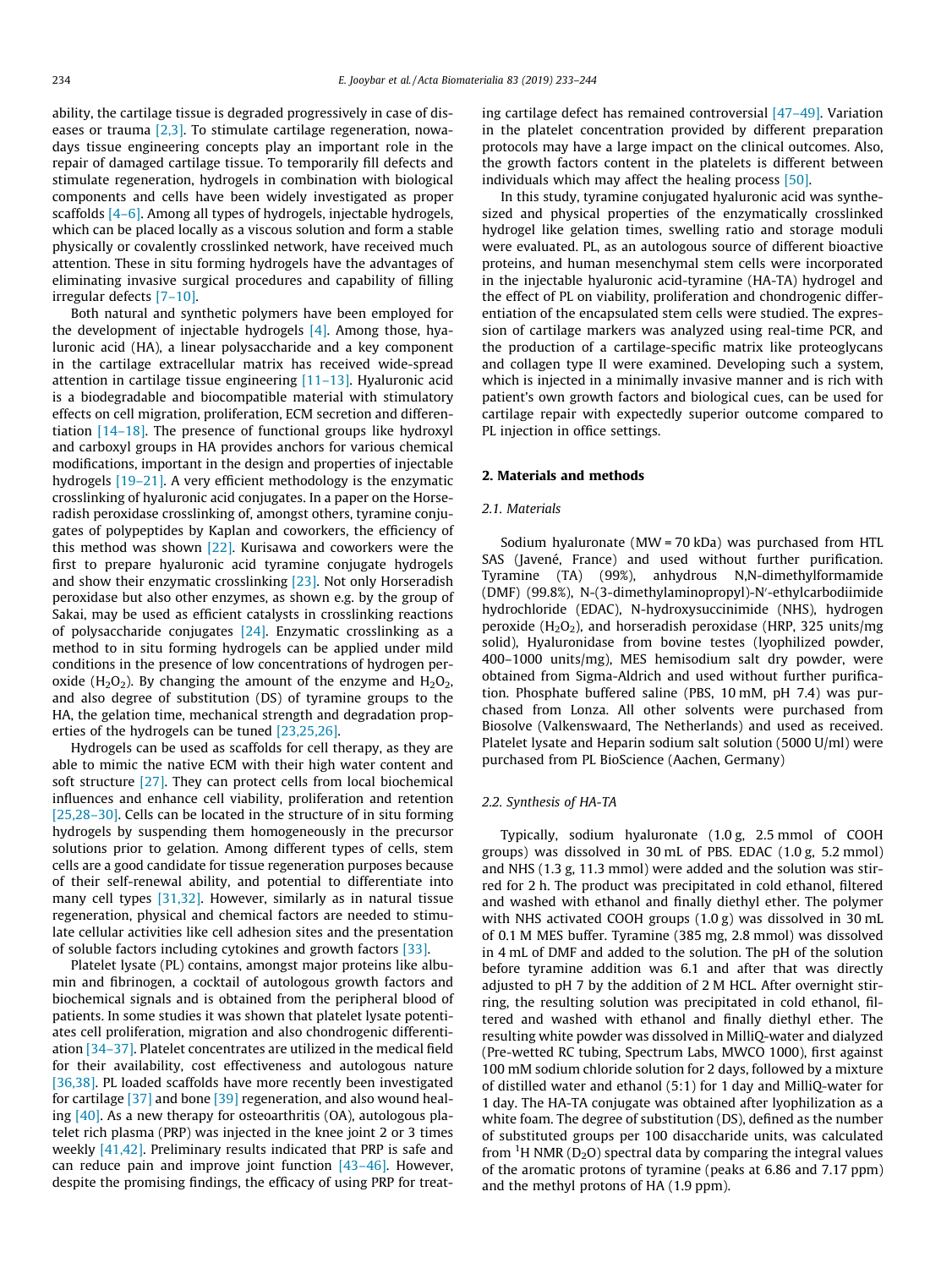ability, the cartilage tissue is degraded progressively in case of diseases or trauma [2,3]. To stimulate cartilage regeneration, nowadays tissue engineering concepts play an important role in the repair of damaged cartilage tissue. To temporarily fill defects and stimulate regeneration, hydrogels in combination with biological components and cells have been widely investigated as proper scaffolds [4–6]. Among all types of hydrogels, injectable hydrogels, which can be placed locally as a viscous solution and form a stable physically or covalently crosslinked network, have received much attention. These in situ forming hydrogels have the advantages of eliminating invasive surgical procedures and capability of filling irregular defects [7–10].

Both natural and synthetic polymers have been employed for the development of injectable hydrogels [4]. Among those, hyaluronic acid (HA), a linear polysaccharide and a key component in the cartilage extracellular matrix has received wide-spread attention in cartilage tissue engineering [11–13]. Hyaluronic acid is a biodegradable and biocompatible material with stimulatory effects on cell migration, proliferation, ECM secretion and differentiation [14–18]. The presence of functional groups like hydroxyl and carboxyl groups in HA provides anchors for various chemical modifications, important in the design and properties of injectable hydrogels [19–21]. A very efficient methodology is the enzymatic crosslinking of hyaluronic acid conjugates. In a paper on the Horseradish peroxidase crosslinking of, amongst others, tyramine conjugates of polypeptides by Kaplan and coworkers, the efficiency of this method was shown [22]. Kurisawa and coworkers were the first to prepare hyaluronic acid tyramine conjugate hydrogels and show their enzymatic crosslinking [23]. Not only Horseradish peroxidase but also other enzymes, as shown e.g. by the group of Sakai, may be used as efficient catalysts in crosslinking reactions of polysaccharide conjugates [24]. Enzymatic crosslinking as a method to in situ forming hydrogels can be applied under mild conditions in the presence of low concentrations of hydrogen peroxide ($H_2O_2$). By changing the amount of the enzyme and $H_2O_2$, and also degree of substitution (DS) of tyramine groups to the HA, the gelation time, mechanical strength and degradation properties of the hydrogels can be tuned [23,25,26].

Hydrogels can be used as scaffolds for cell therapy, as they are able to mimic the native ECM with their high water content and soft structure [27]. They can protect cells from local biochemical influences and enhance cell viability, proliferation and retention [25,28–30]. Cells can be located in the structure of in situ forming hydrogels by suspending them homogeneously in the precursor solutions prior to gelation. Among different types of cells, stem cells are a good candidate for tissue regeneration purposes because of their self-renewal ability, and potential to differentiate into many cell types [31,32]. However, similarly as in natural tissue regeneration, physical and chemical factors are needed to stimulate cellular activities like cell adhesion sites and the presentation of soluble factors including cytokines and growth factors [33].

Platelet lysate (PL) contains, amongst major proteins like albumin and fibrinogen, a cocktail of autologous growth factors and biochemical signals and is obtained from the peripheral blood of patients. In some studies it was shown that platelet lysate potentiates cell proliferation, migration and also chondrogenic differentiation [34–37]. Platelet concentrates are utilized in the medical field for their availability, cost effectiveness and autologous nature [36,38]. PL loaded scaffolds have more recently been investigated for cartilage [37] and bone [39] regeneration, and also wound healing [40]. As a new therapy for osteoarthritis (OA), autologous platelet rich plasma (PRP) was injected in the knee joint 2 or 3 times weekly [41,42]. Preliminary results indicated that PRP is safe and can reduce pain and improve joint function [43–46]. However, despite the promising findings, the efficacy of using PRP for treating cartilage defect has remained controversial [47–49]. Variation in the platelet concentration provided by different preparation protocols may have a large impact on the clinical outcomes. Also, the growth factors content in the platelets is different between individuals which may affect the healing process [50].

In this study, tyramine conjugated hyaluronic acid was synthesized and physical properties of the enzymatically crosslinked hydrogel like gelation times, swelling ratio and storage moduli were evaluated. PL, as an autologous source of different bioactive proteins, and human mesenchymal stem cells were incorporated in the injectable hyaluronic acid-tyramine (HA-TA) hydrogel and the effect of PL on viability, proliferation and chondrogenic differentiation of the encapsulated stem cells were studied. The expression of cartilage markers was analyzed using real-time PCR, and the production of a cartilage-specific matrix like proteoglycans and collagen type II were examined. Developing such a system, which is injected in a minimally invasive manner and is rich with patient's own growth factors and biological cues, can be used for cartilage repair with expectedly superior outcome compared to PL injection in office settings.

## 2. Materials and methods

### 2.1. Materials

Sodium hyaluronate (MW = 70 kDa) was purchased from HTL SAS (Javené, France) and used without further purification. Tyramine (TA) (99%), anhydrous N,N-dimethylformamide (DMF) (99.8%), N-(3-dimethylaminopropyl)-N′-ethylcarbodiimide hydrochloride (EDAC), N-hydroxysuccinimide (NHS), hydrogen peroxide ($H_2O_2$), and horseradish peroxidase (HRP, 325 units/mg solid), Hyaluronidase from bovine testes (lyophilized powder, 400–1000 units/mg), MES hemisodium salt dry powder, were obtained from Sigma-Aldrich and used without further purification. Phosphate buffered saline (PBS, 10 mM, pH 7.4) was purchased from Lonza. All other solvents were purchased from Biosolve (Valkenswaard, The Netherlands) and used as received. Platelet lysate and Heparin sodium salt solution (5000 U/ml) were purchased from PL BioScience (Aachen, Germany)

### 2.2. Synthesis of HA-TA

Typically, sodium hyaluronate (1.0 g, 2.5 mmol of COOH groups) was dissolved in 30 mL of PBS. EDAC (1.0 g, 5.2 mmol) and NHS (1.3 g, 11.3 mmol) were added and the solution was stirred for 2 h. The product was precipitated in cold ethanol, filtered and washed with ethanol and finally diethyl ether. The polymer with NHS activated COOH groups (1.0 g) was dissolved in 30 mL of 0.1 M MES buffer. Tyramine (385 mg, 2.8 mmol) was dissolved in 4 mL of DMF and added to the solution. The pH of the solution before tyramine addition was 6.1 and after that was directly adjusted to pH 7 by the addition of 2 M HCL. After overnight stirring, the resulting solution was precipitated in cold ethanol, filtered and washed with ethanol and finally diethyl ether. The resulting white powder was dissolved in MilliQ-water and dialyzed (Pre-wetted RC tubing, Spectrum Labs, MWCO 1000), first against 100 mM sodium chloride solution for 2 days, followed by a mixture of distilled water and ethanol (5:1) for 1 day and MilliQ-water for 1 day. The HA-TA conjugate was obtained after lyophilization as a white foam. The degree of substitution (DS), defined as the number of substituted groups per 100 disaccharide units, was calculated from $^1$H NMR ($D_2O$) spectral data by comparing the integral values of the aromatic protons of tyramine (peaks at 6.86 and 7.17 ppm) and the methyl protons of HA (1.9 ppm).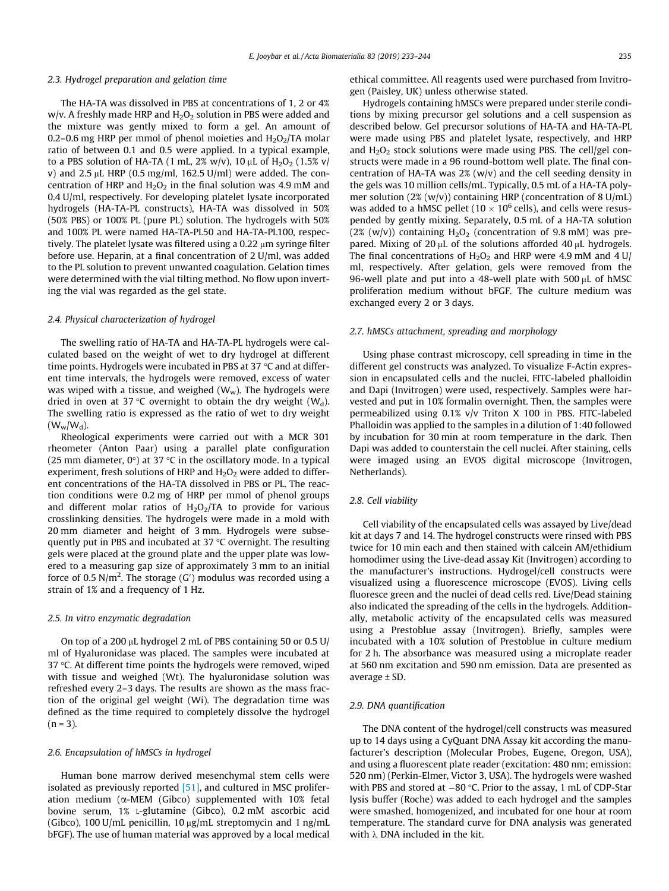### 2.3. Hydrogel preparation and gelation time

The HA-TA was dissolved in PBS at concentrations of 1, 2 or 4% w/v. A freshly made HRP and $H_2O_2$ solution in PBS were added and the mixture was gently mixed to form a gel. An amount of 0.2–0.6 mg HRP per mmol of phenol moieties and $H_2O_2$/TA molar ratio of between 0.1 and 0.5 were applied. In a typical example, to a PBS solution of HA-TA (1 mL, 2% w/v), 10 μL of $H_2O_2$ (1.5% v/v) and 2.5 μL HRP (0.5 mg/ml, 162.5 U/ml) were added. The concentration of HRP and $H_2O_2$ in the final solution was 4.9 mM and 0.4 U/ml, respectively. For developing platelet lysate incorporated hydrogels (HA-TA-PL constructs), HA-TA was dissolved in 50% (50% PBS) or 100% PL (pure PL) solution. The hydrogels with 50% and 100% PL were named HA-TA-PL50 and HA-TA-PL100, respectively. The platelet lysate was filtered using a 0.22 μm syringe filter before use. Heparin, at a final concentration of 2 U/ml, was added to the PL solution to prevent unwanted coagulation. Gelation times were determined with the vial tilting method. No flow upon inverting the vial was regarded as the gel state.

### 2.4. Physical characterization of hydrogel

The swelling ratio of HA-TA and HA-TA-PL hydrogels were calculated based on the weight of wet to dry hydrogel at different time points. Hydrogels were incubated in PBS at 37 °C and at different time intervals, the hydrogels were removed, excess of water was wiped with a tissue, and weighed ($W_w$). The hydrogels were dried in oven at 37 °C overnight to obtain the dry weight ($W_d$). The swelling ratio is expressed as the ratio of wet to dry weight ($W_w/W_d$).

Rheological experiments were carried out with a MCR 301 rheometer (Anton Paar) using a parallel plate configuration (25 mm diameter, 0°) at 37 °C in the oscillatory mode. In a typical experiment, fresh solutions of HRP and $H_2O_2$ were added to different concentrations of the HA-TA dissolved in PBS or PL. The reaction conditions were 0.2 mg of HRP per mmol of phenol groups and different molar ratios of $H_2O_2$/TA to provide for various crosslinking densities. The hydrogels were made in a mold with 20 mm diameter and height of 3 mm. Hydrogels were subsequently put in PBS and incubated at 37 °C overnight. The resulting gels were placed at the ground plate and the upper plate was lowered to a measuring gap size of approximately 3 mm to an initial force of 0.5 N/m$^2$. The storage (G′) modulus was recorded using a strain of 1% and a frequency of 1 Hz.

### 2.5. In vitro enzymatic degradation

On top of a 200 μL hydrogel 2 mL of PBS containing 50 or 0.5 U/ml of Hyaluronidase was placed. The samples were incubated at 37 °C. At different time points the hydrogels were removed, wiped with tissue and weighed (Wt). The hyaluronidase solution was refreshed every 2–3 days. The results are shown as the mass fraction of the original gel weight (Wi). The degradation time was defined as the time required to completely dissolve the hydrogel (n = 3).

### 2.6. Encapsulation of hMSCs in hydrogel

Human bone marrow derived mesenchymal stem cells were isolated as previously reported [51], and cultured in MSC proliferation medium (α-MEM (Gibco) supplemented with 10% fetal bovine serum, 1% L-glutamine (Gibco), 0.2 mM ascorbic acid (Gibco), 100 U/mL penicillin, 10 μg/mL streptomycin and 1 ng/mL bFGF). The use of human material was approved by a local medical ethical committee. All reagents used were purchased from Invitrogen (Paisley, UK) unless otherwise stated.

Hydrogels containing hMSCs were prepared under sterile conditions by mixing precursor gel solutions and a cell suspension as described below. Gel precursor solutions of HA-TA and HA-TA-PL were made using PBS and platelet lysate, respectively, and HRP and $H_2O_2$ stock solutions were made using PBS. The cell/gel constructs were made in a 96 round-bottom well plate. The final concentration of HA-TA was 2% (w/v) and the cell seeding density in the gels was 10 million cells/mL. Typically, 0.5 mL of a HA-TA polymer solution (2% (w/v)) containing HRP (concentration of 8 U/mL) was added to a hMSC pellet ($10 \times 10^6$ cells), and cells were resuspended by gently mixing. Separately, 0.5 mL of a HA-TA solution (2% (w/v)) containing $H_2O_2$ (concentration of 9.8 mM) was prepared. Mixing of 20 μL of the solutions afforded 40 μL hydrogels. The final concentrations of $H_2O_2$ and HRP were 4.9 mM and 4 U/ml, respectively. After gelation, gels were removed from the 96-well plate and put into a 48-well plate with 500 μL of hMSC proliferation medium without bFGF. The culture medium was exchanged every 2 or 3 days.

### 2.7. hMSCs attachment, spreading and morphology

Using phase contrast microscopy, cell spreading in time in the different gel constructs was analyzed. To visualize F-Actin expression in encapsulated cells and the nuclei, FITC-labeled phalloidin and Dapi (Invitrogen) were used, respectively. Samples were harvested and put in 10% formalin overnight. Then, the samples were permeabilized using 0.1% v/v Triton X 100 in PBS. FITC-labeled Phalloidin was applied to the samples in a dilution of 1:40 followed by incubation for 30 min at room temperature in the dark. Then Dapi was added to counterstain the cell nuclei. After staining, cells were imaged using an EVOS digital microscope (Invitrogen, Netherlands).

### 2.8. Cell viability

Cell viability of the encapsulated cells was assayed by Live/dead kit at days 7 and 14. The hydrogel constructs were rinsed with PBS twice for 10 min each and then stained with calcein AM/ethidium homodimer using the Live-dead assay Kit (Invitrogen) according to the manufacturer's instructions. Hydrogel/cell constructs were visualized using a fluorescence microscope (EVOS). Living cells fluoresce green and the nuclei of dead cells red. Live/Dead staining also indicated the spreading of the cells in the hydrogels. Additionally, metabolic activity of the encapsulated cells was measured using a Prestoblue assay (Invitrogen). Briefly, samples were incubated with a 10% solution of Prestoblue in culture medium for 2 h. The absorbance was measured using a microplate reader at 560 nm excitation and 590 nm emission. Data are presented as average ± SD.

### 2.9. DNA quantification

The DNA content of the hydrogel/cell constructs was measured up to 14 days using a CyQuant DNA Assay kit according the manufacturer's description (Molecular Probes, Eugene, Oregon, USA), and using a fluorescent plate reader (excitation: 480 nm; emission: 520 nm) (Perkin-Elmer, Victor 3, USA). The hydrogels were washed with PBS and stored at −80 °C. Prior to the assay, 1 mL of CDP-Star lysis buffer (Roche) was added to each hydrogel and the samples were smashed, homogenized, and incubated for one hour at room temperature. The standard curve for DNA analysis was generated with λ DNA included in the kit.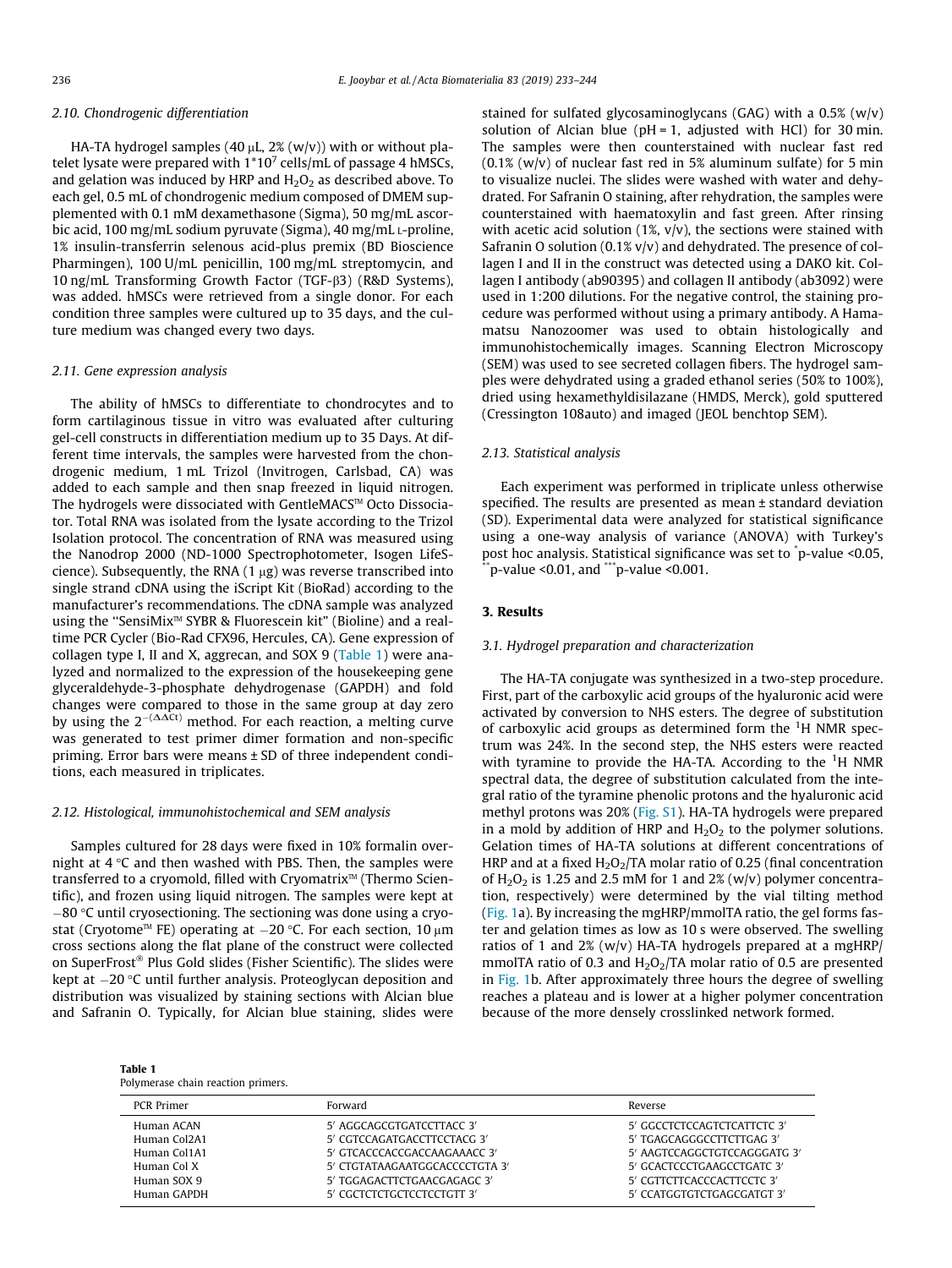### 2.10. Chondrogenic differentiation

HA-TA hydrogel samples (40 μL, 2% (w/v)) with or without platelet lysate were prepared with $1^*10^7$ cells/mL of passage 4 hMSCs, and gelation was induced by HRP and $H_2O_2$ as described above. To each gel, 0.5 mL of chondrogenic medium composed of DMEM supplemented with 0.1 mM dexamethasone (Sigma), 50 mg/mL ascorbic acid, 100 mg/mL sodium pyruvate (Sigma), 40 mg/mL L-proline, 1% insulin-transferrin selenous acid-plus premix (BD Bioscience Pharmingen), 100 U/mL penicillin, 100 mg/mL streptomycin, and 10 ng/mL Transforming Growth Factor (TGF-β3) (R&D Systems), was added. hMSCs were retrieved from a single donor. For each condition three samples were cultured up to 35 days, and the culture medium was changed every two days.

### 2.11. Gene expression analysis

The ability of hMSCs to differentiate to chondrocytes and to form cartilaginous tissue in vitro was evaluated after culturing gel-cell constructs in differentiation medium up to 35 Days. At different time intervals, the samples were harvested from the chondrogenic medium, 1 mL Trizol (Invitrogen, Carlsbad, CA) was added to each sample and then snap freezed in liquid nitrogen. The hydrogels were dissociated with GentleMACS™ Octo Dissociator. Total RNA was isolated from the lysate according to the Trizol Isolation protocol. The concentration of RNA was measured using the Nanodrop 2000 (ND-1000 Spectrophotometer, Isogen LifeScience). Subsequently, the RNA (1 μg) was reverse transcribed into single strand cDNA using the iScript Kit (BioRad) according to the manufacturer's recommendations. The cDNA sample was analyzed using the "SensiMix™ SYBR & Fluorescein kit" (Bioline) and a real-time PCR Cycler (Bio-Rad CFX96, Hercules, CA). Gene expression of collagen type I, II and X, aggrecan, and SOX 9 (Table 1) were analyzed and normalized to the expression of the housekeeping gene glyceraldehyde-3-phosphate dehydrogenase (GAPDH) and fold changes were compared to those in the same group at day zero by using the $2^{-(\Delta\Delta Ct)}$ method. For each reaction, a melting curve was generated to test primer dimer formation and non-specific priming. Error bars were means ± SD of three independent conditions, each measured in triplicates.

### 2.12. Histological, immunohistochemical and SEM analysis

Samples cultured for 28 days were fixed in 10% formalin overnight at 4 °C and then washed with PBS. Then, the samples were transferred to a cryomold, filled with Cryomatrix™ (Thermo Scientific), and frozen using liquid nitrogen. The samples were kept at −80 °C until cryosectioning. The sectioning was done using a cryostat (Cryotome™ FE) operating at −20 °C. For each section, 10 μm cross sections along the flat plane of the construct were collected on SuperFrost® Plus Gold slides (Fisher Scientific). The slides were kept at −20 °C until further analysis. Proteoglycan deposition and distribution was visualized by staining sections with Alcian blue and Safranin O. Typically, for Alcian blue staining, slides were stained for sulfated glycosaminoglycans (GAG) with a 0.5% (w/v) solution of Alcian blue (pH = 1, adjusted with HCl) for 30 min. The samples were then counterstained with nuclear fast red (0.1% (w/v) of nuclear fast red in 5% aluminum sulfate) for 5 min to visualize nuclei. The slides were washed with water and dehydrated. For Safranin O staining, after rehydration, the samples were counterstained with haematoxylin and fast green. After rinsing with acetic acid solution (1%, v/v), the sections were stained with Safranin O solution (0.1% v/v) and dehydrated. The presence of collagen I and II in the construct was detected using a DAKO kit. Collagen I antibody (ab90395) and collagen II antibody (ab3092) were used in 1:200 dilutions. For the negative control, the staining procedure was performed without using a primary antibody. A Hamamatsu Nanozoomer was used to obtain histologically and immunohistochemically images. Scanning Electron Microscopy (SEM) was used to see secreted collagen fibers. The hydrogel samples were dehydrated using a graded ethanol series (50% to 100%), dried using hexamethyldisilazane (HMDS, Merck), gold sputtered (Cressington 108auto) and imaged (JEOL benchtop SEM).

### 2.13. Statistical analysis

Each experiment was performed in triplicate unless otherwise specified. The results are presented as mean ± standard deviation (SD). Experimental data were analyzed for statistical significance using a one-way analysis of variance (ANOVA) with Turkey's post hoc analysis. Statistical significance was set to *p-value <0.05, **p-value <0.01, and ***p-value <0.001.

## 3. Results

### 3.1. Hydrogel preparation and characterization

The HA-TA conjugate was synthesized in a two-step procedure. First, part of the carboxylic acid groups of the hyaluronic acid were activated by conversion to NHS esters. The degree of substitution of carboxylic acid groups as determined form the $^1$H NMR spectrum was 24%. In the second step, the NHS esters were reacted with tyramine to provide the HA-TA. According to the $^1$H NMR spectral data, the degree of substitution calculated from the integral ratio of the tyramine phenolic protons and the hyaluronic acid methyl protons was 20% (Fig. S1). HA-TA hydrogels were prepared in a mold by addition of HRP and $H_2O_2$ to the polymer solutions. Gelation times of HA-TA solutions at different concentrations of HRP and at a fixed $H_2O_2$/TA molar ratio of 0.25 (final concentration of $H_2O_2$ is 1.25 and 2.5 mM for 1 and 2% (w/v) polymer concentration, respectively) were determined by the vial tilting method (Fig. 1a). By increasing the mgHRP/mmolTA ratio, the gel forms faster and gelation times as low as 10 s were observed. The swelling ratios of 1 and 2% (w/v) HA-TA hydrogels prepared at a mgHRP/mmolTA ratio of 0.3 and $H_2O_2$/TA molar ratio of 0.5 are presented in Fig. 1b. After approximately three hours the degree of swelling reaches a plateau and is lower at a higher polymer concentration because of the more densely crosslinked network formed.

**Table 1**
Polymerase chain reaction primers.

| PCR Primer | Forward | Reverse |
|---|---|---|
| Human ACAN | 5′ AGGCAGCGTGATCCTTACC 3′ | 5′ GGCCTCTCCAGTCTCATTCTC 3′ |
| Human Col2A1 | 5′ CGTCCAGATGACCTTCCTACG 3′ | 5′ TGAGCAGGGCCTTCTTGAG 3′ |
| Human Col1A1 | 5′ GTCACCCACCGACCAAGAAACC 3′ | 5′ AAGTCCAGGCTGTCCAGGGATG 3′ |
| Human Col X | 5′ CTGTATAAGAATGGCACCCCTGTA 3′ | 5′ GCACTCCCTGAAGCCTGATC 3′ |
| Human SOX 9 | 5′ TGGAGACTTCTGAACGAGAGC 3′ | 5′ CGTTCTTCACCCACTTCCTC 3′ |
| Human GAPDH | 5′ CGCTCTCTGCTCCTCCTGTT 3′ | 5′ CCATGGTGTCTGAGCGATGT 3′ |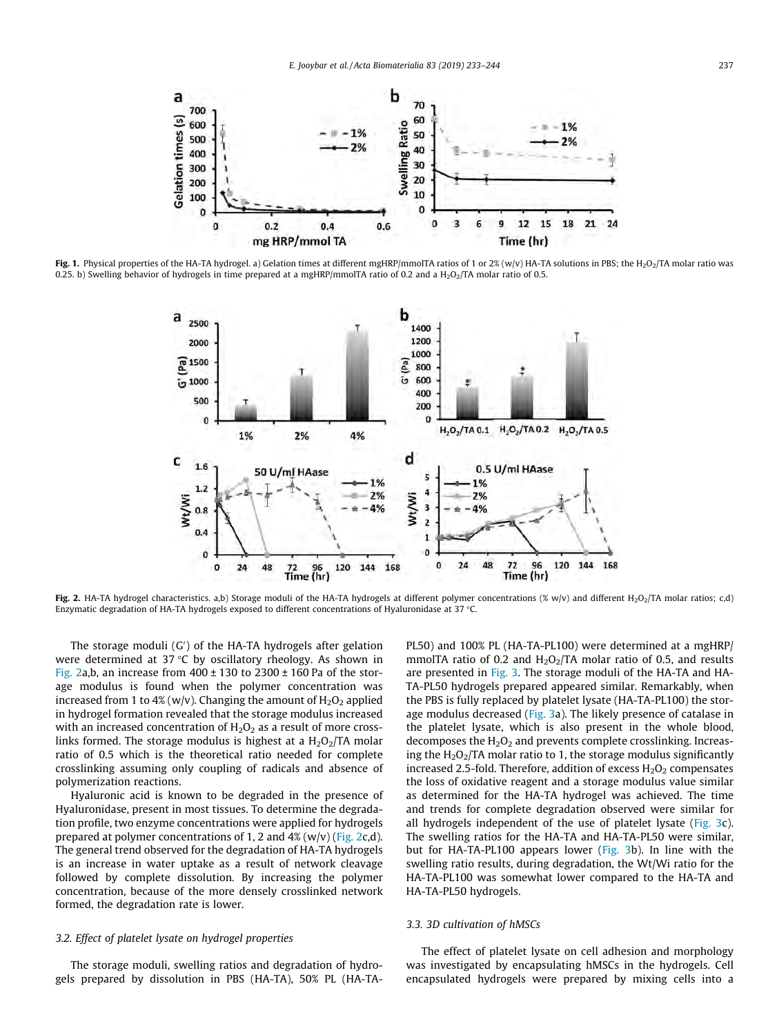**Fig. 1.** Physical properties of the HA-TA hydrogel. a) Gelation times at different mgHRP/mmolTA ratios of 1 or 2% (w/v) HA-TA solutions in PBS; the $H_2O_2$/TA molar ratio was 0.25. b) Swelling behavior of hydrogels in time prepared at a mgHRP/mmolTA ratio of 0.2 and a $H_2O_2$/TA molar ratio of 0.5.

**Fig. 2.** HA-TA hydrogel characteristics. a,b) Storage moduli of the HA-TA hydrogels at different polymer concentrations (% w/v) and different $H_2O_2$/TA molar ratios; c,d) Enzymatic degradation of HA-TA hydrogels exposed to different concentrations of Hyaluronidase at 37 °C.

The storage moduli (G′) of the HA-TA hydrogels after gelation were determined at 37 °C by oscillatory rheology. As shown in Fig. 2a,b, an increase from 400 ± 130 to 2300 ± 160 Pa of the storage modulus is found when the polymer concentration was increased from 1 to 4% (w/v). Changing the amount of $H_2O_2$ applied in hydrogel formation revealed that the storage modulus increased with an increased concentration of $H_2O_2$ as a result of more crosslinks formed. The storage modulus is highest at a $H_2O_2$/TA molar ratio of 0.5 which is the theoretical ratio needed for complete crosslinking assuming only coupling of radicals and absence of polymerization reactions.

Hyaluronic acid is known to be degraded in the presence of Hyaluronidase, present in most tissues. To determine the degradation profile, two enzyme concentrations were applied for hydrogels prepared at polymer concentrations of 1, 2 and 4% (w/v) (Fig. 2c,d). The general trend observed for the degradation of HA-TA hydrogels is an increase in water uptake as a result of network cleavage followed by complete dissolution. By increasing the polymer concentration, because of the more densely crosslinked network formed, the degradation rate is lower.

### 3.2. Effect of platelet lysate on hydrogel properties

The storage moduli, swelling ratios and degradation of hydrogels prepared by dissolution in PBS (HA-TA), 50% PL (HA-TA-PL50) and 100% PL (HA-TA-PL100) were determined at a mgHRP/mmolTA ratio of 0.2 and $H_2O_2$/TA molar ratio of 0.5, and results are presented in Fig. 3. The storage moduli of the HA-TA and HA-TA-PL50 hydrogels prepared appeared similar. Remarkably, when the PBS is fully replaced by platelet lysate (HA-TA-PL100) the storage modulus decreased (Fig. 3a). The likely presence of catalase in the platelet lysate, which is also present in the whole blood, decomposes the $H_2O_2$ and prevents complete crosslinking. Increasing the $H_2O_2$/TA molar ratio to 1, the storage modulus significantly increased 2.5-fold. Therefore, addition of excess $H_2O_2$ compensates the loss of oxidative reagent and a storage modulus value similar as determined for the HA-TA hydrogel was achieved. The time and trends for complete degradation observed were similar for all hydrogels independent of the use of platelet lysate (Fig. 3c). The swelling ratios for the HA-TA and HA-TA-PL50 were similar, but for HA-TA-PL100 appears lower (Fig. 3b). In line with the swelling ratio results, during degradation, the Wt/Wi ratio for the HA-TA-PL100 was somewhat lower compared to the HA-TA and HA-TA-PL50 hydrogels.

### 3.3. 3D cultivation of hMSCs

The effect of platelet lysate on cell adhesion and morphology was investigated by encapsulating hMSCs in the hydrogels. Cell encapsulated hydrogels were prepared by mixing cells into a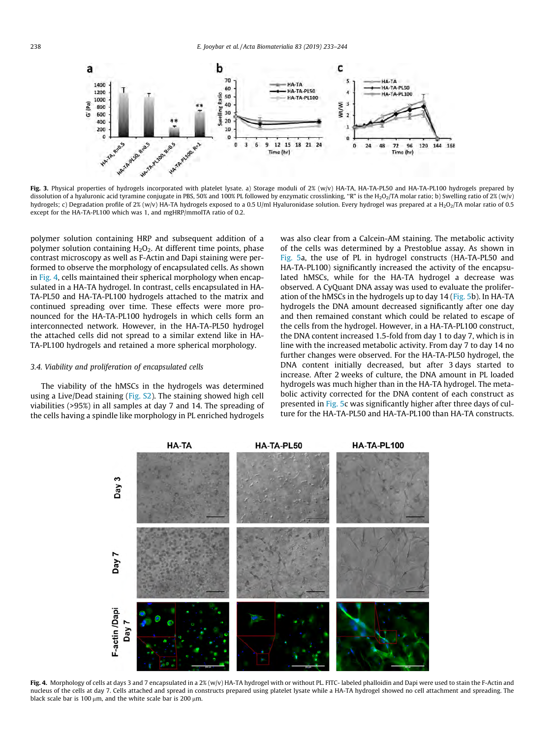Fig. 3. Physical properties of hydrogels incorporated with platelet lysate. a) Storage moduli of 2% (w/v) HA-TA, HA-TA-PL50 and HA-TA-PL100 hydrogels prepared by dissolution of a hyaluronic acid tyramine conjugate in PBS, 50% and 100% PL followed by enzymatic crosslinking, "R" is the $H_2O_2$/TA molar ratio; b) Swelling ratio of 2% (w/v) hydrogels; c) Degradation profile of 2% (w/v) HA-TA hydrogels exposed to a 0.5 U/ml Hyaluronidase solution. Every hydrogel was prepared at a $H_2O_2$/TA molar ratio of 0.5 except for the HA-TA-PL100 which was 1, and mgHRP/mmolTA ratio of 0.2.

polymer solution containing HRP and subsequent addition of a polymer solution containing $H_2O_2$. At different time points, phase contrast microscopy as well as F-Actin and Dapi staining were performed to observe the morphology of encapsulated cells. As shown in Fig. 4, cells maintained their spherical morphology when encapsulated in a HA-TA hydrogel. In contrast, cells encapsulated in HA-TA-PL50 and HA-TA-PL100 hydrogels attached to the matrix and continued spreading over time. These effects were more pronounced for the HA-TA-PL100 hydrogels in which cells form an interconnected network. However, in the HA-TA-PL50 hydrogel the attached cells did not spread to a similar extend like in HA-TA-PL100 hydrogels and retained a more spherical morphology.

### 3.4. Viability and proliferation of encapsulated cells

The viability of the hMSCs in the hydrogels was determined using a Live/Dead staining (Fig. S2). The staining showed high cell viabilities (>95%) in all samples at day 7 and 14. The spreading of the cells having a spindle like morphology in PL enriched hydrogels was also clear from a Calcein-AM staining. The metabolic activity of the cells was determined by a Prestoblue assay. As shown in Fig. 5a, the use of PL in hydrogel constructs (HA-TA-PL50 and HA-TA-PL100) significantly increased the activity of the encapsulated hMSCs, while for the HA-TA hydrogel a decrease was observed. A CyQuant DNA assay was used to evaluate the proliferation of the hMSCs in the hydrogels up to day 14 (Fig. 5b). In HA-TA hydrogels the DNA amount decreased significantly after one day and then remained constant which could be related to escape of the cells from the hydrogel. However, in a HA-TA-PL100 construct, the DNA content increased 1.5-fold from day 1 to day 7, which is in line with the increased metabolic activity. From day 7 to day 14 no further changes were observed. For the HA-TA-PL50 hydrogel, the DNA content initially decreased, but after 3 days started to increase. After 2 weeks of culture, the DNA amount in PL loaded hydrogels was much higher than in the HA-TA hydrogel. The metabolic activity corrected for the DNA content of each construct as presented in Fig. 5c was significantly higher after three days of culture for the HA-TA-PL50 and HA-TA-PL100 than HA-TA constructs.

Fig. 4. Morphology of cells at days 3 and 7 encapsulated in a 2% (w/v) HA-TA hydrogel with or without PL. FITC- labeled phalloidin and Dapi were used to stain the F-Actin and nucleus of the cells at day 7. Cells attached and spread in constructs prepared using platelet lysate while a HA-TA hydrogel showed no cell attachment and spreading. The black scale bar is 100 µm, and the white scale bar is 200 µm.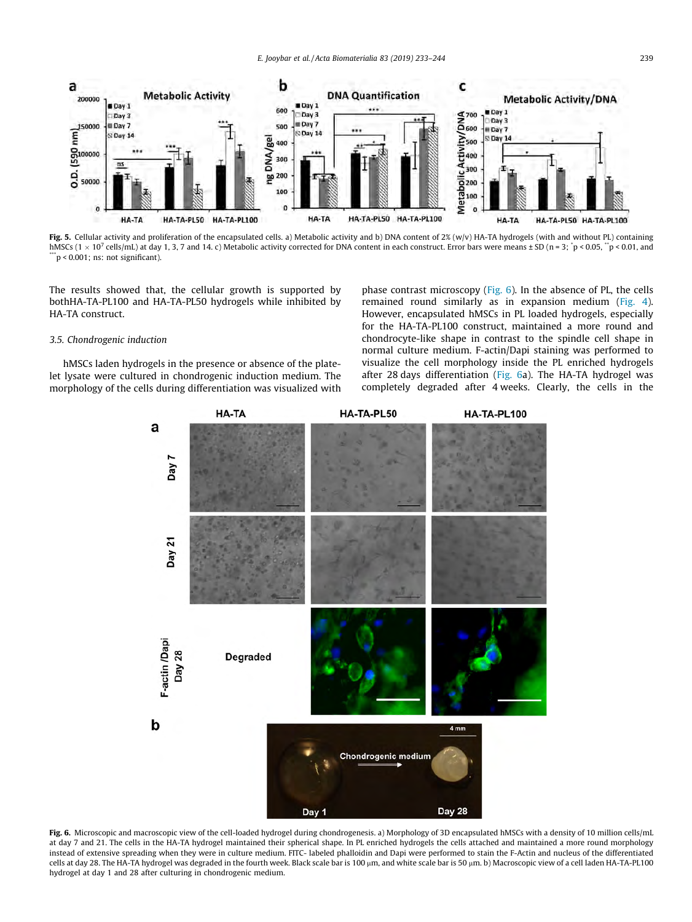Fig. 5. Cellular activity and proliferation of the encapsulated cells. a) Metabolic activity and b) DNA content of 2% (w/v) HA-TA hydrogels (with and without PL) containing hMSCs ($1 \times 10^7$ cells/mL) at day 1, 3, 7 and 14. c) Metabolic activity corrected for DNA content in each construct. Error bars were means ± SD (n = 3; $^*p < 0.05$, $^{**}p < 0.01$, and $^{***}p < 0.001$; ns: not significant).

The results showed that, the cellular growth is supported by bothHA-TA-PL100 and HA-TA-PL50 hydrogels while inhibited by HA-TA construct.

### 3.5. Chondrogenic induction

hMSCs laden hydrogels in the presence or absence of the platelet lysate were cultured in chondrogenic induction medium. The morphology of the cells during differentiation was visualized with phase contrast microscopy (Fig. 6). In the absence of PL, the cells remained round similarly as in expansion medium (Fig. 4). However, encapsulated hMSCs in PL loaded hydrogels, especially for the HA-TA-PL100 construct, maintained a more round and chondrocyte-like shape in contrast to the spindle cell shape in normal culture medium. F-actin/Dapi staining was performed to visualize the cell morphology inside the PL enriched hydrogels after 28 days differentiation (Fig. 6a). The HA-TA hydrogel was completely degraded after 4 weeks. Clearly, the cells in the

Fig. 6. Microscopic and macroscopic view of the cell-loaded hydrogel during chondrogenesis. a) Morphology of 3D encapsulated hMSCs with a density of 10 million cells/mL at day 7 and 21. The cells in the HA-TA hydrogel maintained their spherical shape. In PL enriched hydrogels the cells attached and maintained a more round morphology instead of extensive spreading when they were in culture medium. FITC- labeled phalloidin and Dapi were performed to stain the F-Actin and nucleus of the differentiated cells at day 28. The HA-TA hydrogel was degraded in the fourth week. Black scale bar is 100 μm, and white scale bar is 50 μm. b) Macroscopic view of a cell laden HA-TA-PL100 hydrogel at day 1 and 28 after culturing in chondrogenic medium.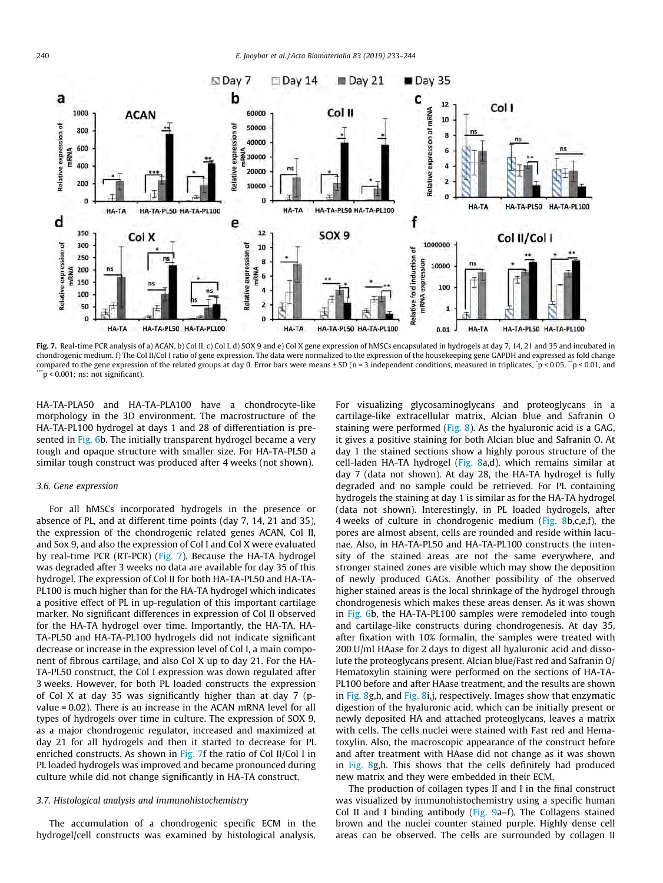**Fig. 7.** Real-time PCR analysis of a) ACAN, b) Col II, c) Col I, d) SOX 9 and e) Col X gene expression of hMSCs encapsulated in hydrogels at day 7, 14, 21 and 35 and incubated in chondrogenic medium. f) The Col II/Col I ratio of gene expression. The data were normalized to the expression of the housekeeping gene GAPDH and expressed as fold change compared to the gene expression of the related groups at day 0. Error bars were means ± SD (n = 3 independent conditions, measured in triplicates, $^{*}p < 0.05$, $^{**}p < 0.01$, and $^{***}p < 0.001$; ns: not significant).

HA-TA-PLA50 and HA-TA-PLA100 have a chondrocyte-like morphology in the 3D environment. The macrostructure of the HA-TA-PL100 hydrogel at days 1 and 28 of differentiation is presented in Fig. 6b. The initially transparent hydrogel became a very tough and opaque structure with smaller size. For HA-TA-PL50 a similar tough construct was produced after 4 weeks (not shown).

### 3.6. Gene expression

For all hMSCs incorporated hydrogels in the presence or absence of PL, and at different time points (day 7, 14, 21 and 35), the expression of the chondrogenic related genes ACAN, Col II, and Sox 9, and also the expression of Col I and Col X were evaluated by real-time PCR (RT-PCR) (Fig. 7). Because the HA-TA hydrogel was degraded after 3 weeks no data are available for day 35 of this hydrogel. The expression of Col II for both HA-TA-PL50 and HA-TA-PL100 is much higher than for the HA-TA hydrogel which indicates a positive effect of PL in up-regulation of this important cartilage marker. No significant differences in expression of Col II observed for the HA-TA hydrogel over time. Importantly, the HA-TA, HA-TA-PL50 and HA-TA-PL100 hydrogels did not indicate significant decrease or increase in the expression level of Col I, a main component of fibrous cartilage, and also Col X up to day 21. For the HA-TA-PL50 construct, the Col I expression was down regulated after 3 weeks. However, for both PL loaded constructs the expression of Col X at day 35 was significantly higher than at day 7 (p-value = 0.02). There is an increase in the ACAN mRNA level for all types of hydrogels over time in culture. The expression of SOX 9, as a major chondrogenic regulator, increased and maximized at day 21 for all hydrogels and then it started to decrease for PL enriched constructs. As shown in Fig. 7f the ratio of Col II/Col I in PL loaded hydrogels was improved and became pronounced during culture while did not change significantly in HA-TA construct.

### 3.7. Histological analysis and immunohistochemistry

The accumulation of a chondrogenic specific ECM in the hydrogel/cell constructs was examined by histological analysis. For visualizing glycosaminoglycans and proteoglycans in a cartilage-like extracellular matrix, Alcian blue and Safranin O staining were performed (Fig. 8). As the hyaluronic acid is a GAG, it gives a positive staining for both Alcian blue and Safranin O. At day 1 the stained sections show a highly porous structure of the cell-laden HA-TA hydrogel (Fig. 8a,d), which remains similar at day 7 (data not shown). At day 28, the HA-TA hydrogel is fully degraded and no sample could be retrieved. For PL containing hydrogels the staining at day 1 is similar as for the HA-TA hydrogel (data not shown). Interestingly, in PL loaded hydrogels, after 4 weeks of culture in chondrogenic medium (Fig. 8b,c,e,f), the pores are almost absent, cells are rounded and reside within lacunae. Also, in HA-TA-PL50 and HA-TA-PL100 constructs the intensity of the stained areas are not the same everywhere, and stronger stained zones are visible which may show the deposition of newly produced GAGs. Another possibility of the observed higher stained areas is the local shrinkage of the hydrogel through chondrogenesis which makes these areas denser. As it was shown in Fig. 6b, the HA-TA-PL100 samples were remodeled into tough and cartilage-like constructs during chondrogenesis. At day 35, after fixation with 10% formalin, the samples were treated with 200 U/ml HAase for 2 days to digest all hyaluronic acid and dissolute the proteoglycans present. Alcian blue/Fast red and Safranin O/Hematoxylin staining were performed on the sections of HA-TA-PL100 before and after HAase treatment, and the results are shown in Fig. 8g,h, and Fig. 8i,j, respectively. Images show that enzymatic digestion of the hyaluronic acid, which can be initially present or newly deposited HA and attached proteoglycans, leaves a matrix with cells. The cells nuclei were stained with Fast red and Hematoxylin. Also, the macroscopic appearance of the construct before and after treatment with HAase did not change as it was shown in Fig. 8g,h. This shows that the cells definitely had produced new matrix and they were embedded in their ECM.

The production of collagen types II and I in the final construct was visualized by immunohistochemistry using a specific human Col II and I binding antibody (Fig. 9a–f). The Collagens stained brown and the nuclei counter stained purple. Highly dense cell areas can be observed. The cells are surrounded by collagen II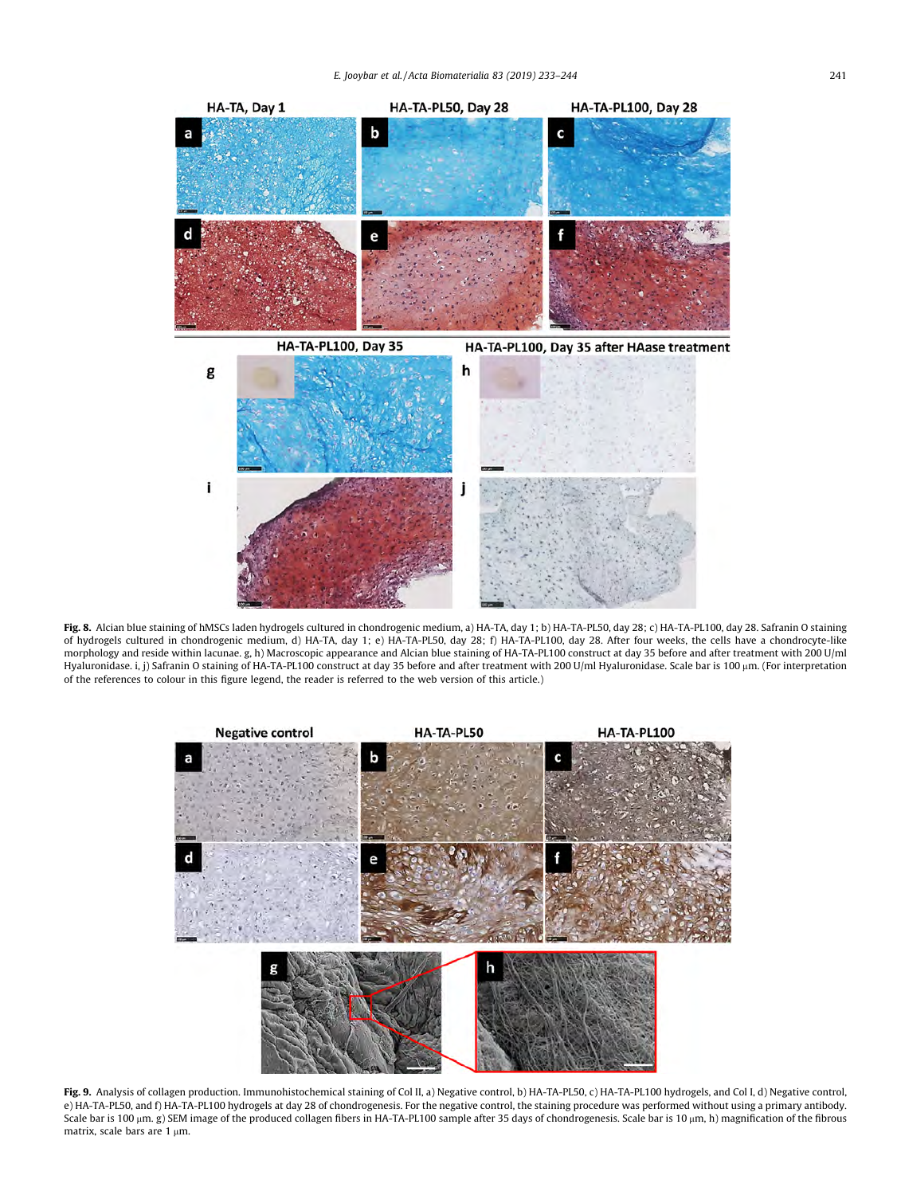**Fig. 8.** Alcian blue staining of hMSCs laden hydrogels cultured in chondrogenic medium, a) HA-TA, day 1; b) HA-TA-PL50, day 28; c) HA-TA-PL100, day 28. Safranin O staining of hydrogels cultured in chondrogenic medium, d) HA-TA, day 1; e) HA-TA-PL50, day 28; f) HA-TA-PL100, day 28. After four weeks, the cells have a chondrocyte-like morphology and reside within lacunae. g, h) Macroscopic appearance and Alcian blue staining of HA-TA-PL100 construct at day 35 before and after treatment with 200 U/ml Hyaluronidase. i, j) Safranin O staining of HA-TA-PL100 construct at day 35 before and after treatment with 200 U/ml Hyaluronidase. Scale bar is 100 μm. (For interpretation of the references to colour in this figure legend, the reader is referred to the web version of this article.)

**Fig. 9.** Analysis of collagen production. Immunohistochemical staining of Col II, a) Negative control, b) HA-TA-PL50, c) HA-TA-PL100 hydrogels, and Col I, d) Negative control, e) HA-TA-PL50, and f) HA-TA-PL100 hydrogels at day 28 of chondrogenesis. For the negative control, the staining procedure was performed without using a primary antibody. Scale bar is 100 μm. g) SEM image of the produced collagen fibers in HA-TA-PL100 sample after 35 days of chondrogenesis. Scale bar is 10 μm, h) magnification of the fibrous matrix, scale bars are 1 μm.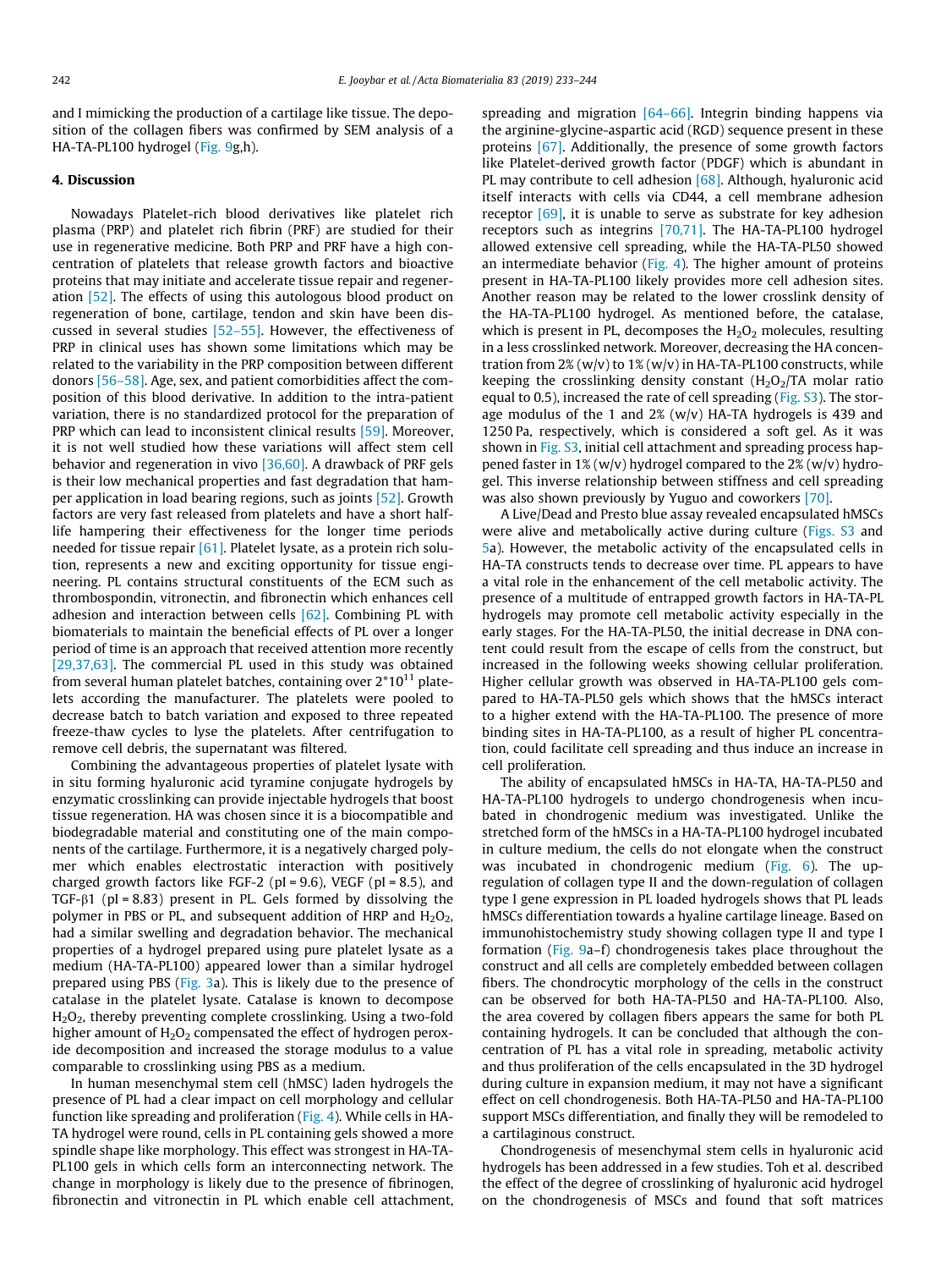and I mimicking the production of a cartilage like tissue. The deposition of the collagen fibers was confirmed by SEM analysis of a HA-TA-PL100 hydrogel (Fig. 9g,h).

## 4. Discussion

Nowadays Platelet-rich blood derivatives like platelet rich plasma (PRP) and platelet rich fibrin (PRF) are studied for their use in regenerative medicine. Both PRP and PRF have a high concentration of platelets that release growth factors and bioactive proteins that may initiate and accelerate tissue repair and regeneration [52]. The effects of using this autologous blood product on regeneration of bone, cartilage, tendon and skin have been discussed in several studies [52–55]. However, the effectiveness of PRP in clinical uses has shown some limitations which may be related to the variability in the PRP composition between different donors [56–58]. Age, sex, and patient comorbidities affect the composition of this blood derivative. In addition to the intra-patient variation, there is no standardized protocol for the preparation of PRP which can lead to inconsistent clinical results [59]. Moreover, it is not well studied how these variations will affect stem cell behavior and regeneration in vivo [36,60]. A drawback of PRF gels is their low mechanical properties and fast degradation that hamper application in load bearing regions, such as joints [52]. Growth factors are very fast released from platelets and have a short half-life hampering their effectiveness for the longer time periods needed for tissue repair [61]. Platelet lysate, as a protein rich solution, represents a new and exciting opportunity for tissue engineering. PL contains structural constituents of the ECM such as thrombospondin, vitronectin, and fibronectin which enhances cell adhesion and interaction between cells [62]. Combining PL with biomaterials to maintain the beneficial effects of PL over a longer period of time is an approach that received attention more recently [29,37,63]. The commercial PL used in this study was obtained from several human platelet batches, containing over $2*10^{11}$ platelets according the manufacturer. The platelets were pooled to decrease batch to batch variation and exposed to three repeated freeze-thaw cycles to lyse the platelets. After centrifugation to remove cell debris, the supernatant was filtered.

Combining the advantageous properties of platelet lysate with in situ forming hyaluronic acid tyramine conjugate hydrogels by enzymatic crosslinking can provide injectable hydrogels that boost tissue regeneration. HA was chosen since it is a biocompatible and biodegradable material and constituting one of the main components of the cartilage. Furthermore, it is a negatively charged polymer which enables electrostatic interaction with positively charged growth factors like FGF-2 (pI = 9.6), VEGF (pI = 8.5), and TGF-β1 (pI = 8.83) present in PL. Gels formed by dissolving the polymer in PBS or PL, and subsequent addition of HRP and $H_2O_2$, had a similar swelling and degradation behavior. The mechanical properties of a hydrogel prepared using pure platelet lysate as a medium (HA-TA-PL100) appeared lower than a similar hydrogel prepared using PBS (Fig. 3a). This is likely due to the presence of catalase in the platelet lysate. Catalase is known to decompose $H_2O_2$, thereby preventing complete crosslinking. Using a two-fold higher amount of $H_2O_2$ compensated the effect of hydrogen peroxide decomposition and increased the storage modulus to a value comparable to crosslinking using PBS as a medium.

In human mesenchymal stem cell (hMSC) laden hydrogels the presence of PL had a clear impact on cell morphology and cellular function like spreading and proliferation (Fig. 4). While cells in HA-TA hydrogel were round, cells in PL containing gels showed a more spindle shape like morphology. This effect was strongest in HA-TA-PL100 gels in which cells form an interconnecting network. The change in morphology is likely due to the presence of fibrinogen, fibronectin and vitronectin in PL which enable cell attachment, spreading and migration [64–66]. Integrin binding happens via the arginine-glycine-aspartic acid (RGD) sequence present in these proteins [67]. Additionally, the presence of some growth factors like Platelet-derived growth factor (PDGF) which is abundant in PL may contribute to cell adhesion [68]. Although, hyaluronic acid itself interacts with cells via CD44, a cell membrane adhesion receptor [69], it is unable to serve as substrate for key adhesion receptors such as integrins [70,71]. The HA-TA-PL100 hydrogel allowed extensive cell spreading, while the HA-TA-PL50 showed an intermediate behavior (Fig. 4). The higher amount of proteins present in HA-TA-PL100 likely provides more cell adhesion sites. Another reason may be related to the lower crosslink density of the HA-TA-PL100 hydrogel. As mentioned before, the catalase, which is present in PL, decomposes the $H_2O_2$ molecules, resulting in a less crosslinked network. Moreover, decreasing the HA concentration from 2% (w/v) to 1% (w/v) in HA-TA-PL100 constructs, while keeping the crosslinking density constant ($H_2O_2$/TA molar ratio equal to 0.5), increased the rate of cell spreading (Fig. S3). The storage modulus of the 1 and 2% (w/v) HA-TA hydrogels is 439 and 1250 Pa, respectively, which is considered a soft gel. As it was shown in Fig. S3, initial cell attachment and spreading process happened faster in 1% (w/v) hydrogel compared to the 2% (w/v) hydrogel. This inverse relationship between stiffness and cell spreading was also shown previously by Yuguo and coworkers [70].

A Live/Dead and Presto blue assay revealed encapsulated hMSCs were alive and metabolically active during culture (Figs. S3 and 5a). However, the metabolic activity of the encapsulated cells in HA-TA constructs tends to decrease over time. PL appears to have a vital role in the enhancement of the cell metabolic activity. The presence of a multitude of entrapped growth factors in HA-TA-PL hydrogels may promote cell metabolic activity especially in the early stages. For the HA-TA-PL50, the initial decrease in DNA content could result from the escape of cells from the construct, but increased in the following weeks showing cellular proliferation. Higher cellular growth was observed in HA-TA-PL100 gels compared to HA-TA-PL50 gels which shows that the hMSCs interact to a higher extend with the HA-TA-PL100. The presence of more binding sites in HA-TA-PL100, as a result of higher PL concentration, could facilitate cell spreading and thus induce an increase in cell proliferation.

The ability of encapsulated hMSCs in HA-TA, HA-TA-PL50 and HA-TA-PL100 hydrogels to undergo chondrogenesis when incubated in chondrogenic medium was investigated. Unlike the stretched form of the hMSCs in a HA-TA-PL100 hydrogel incubated in culture medium, the cells do not elongate when the construct was incubated in chondrogenic medium (Fig. 6). The up-regulation of collagen type II and the down-regulation of collagen type I gene expression in PL loaded hydrogels shows that PL leads hMSCs differentiation towards a hyaline cartilage lineage. Based on immunohistochemistry study showing collagen type II and type I formation (Fig. 9a–f) chondrogenesis takes place throughout the construct and all cells are completely embedded between collagen fibers. The chondrocytic morphology of the cells in the construct can be observed for both HA-TA-PL50 and HA-TA-PL100. Also, the area covered by collagen fibers appears the same for both PL containing hydrogels. It can be concluded that although the concentration of PL has a vital role in spreading, metabolic activity and thus proliferation of the cells encapsulated in the 3D hydrogel during culture in expansion medium, it may not have a significant effect on cell chondrogenesis. Both HA-TA-PL50 and HA-TA-PL100 support MSCs differentiation, and finally they will be remodeled to a cartilaginous construct.

Chondrogenesis of mesenchymal stem cells in hyaluronic acid hydrogels has been addressed in a few studies. Toh et al. described the effect of the degree of crosslinking of hyaluronic acid hydrogel on the chondrogenesis of MSCs and found that soft matrices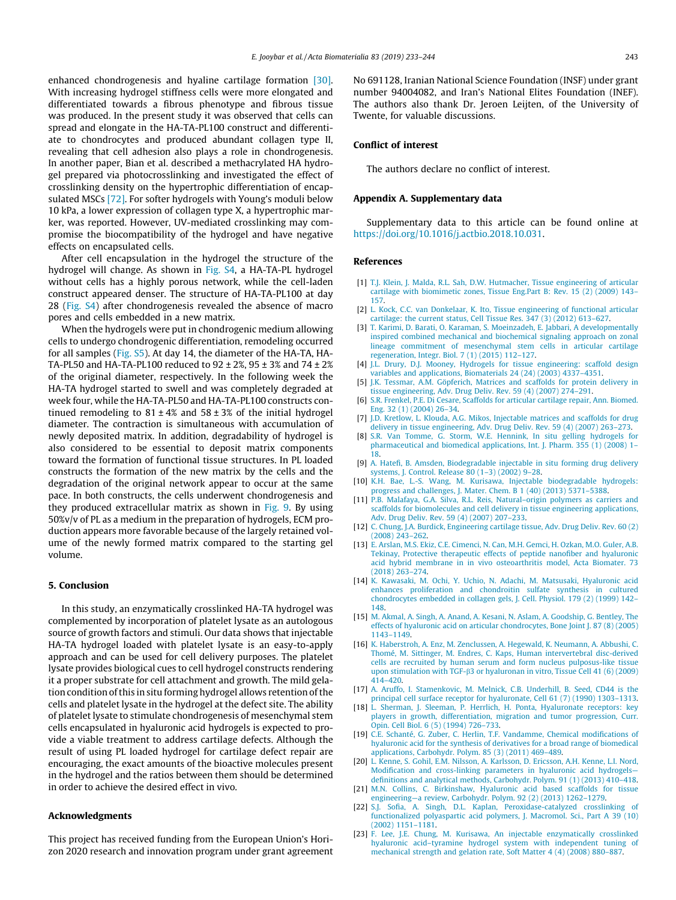enhanced chondrogenesis and hyaline cartilage formation [30]. With increasing hydrogel stiffness cells were more elongated and differentiated towards a fibrous phenotype and fibrous tissue was produced. In the present study it was observed that cells can spread and elongate in the HA-TA-PL100 construct and differentiate to chondrocytes and produced abundant collagen type II, revealing that cell adhesion also plays a role in chondrogenesis. In another paper, Bian et al. described a methacrylated HA hydrogel prepared via photocrosslinking and investigated the effect of crosslinking density on the hypertrophic differentiation of encapsulated MSCs [72]. For softer hydrogels with Young's moduli below 10 kPa, a lower expression of collagen type X, a hypertrophic marker, was reported. However, UV-mediated crosslinking may compromise the biocompatibility of the hydrogel and have negative effects on encapsulated cells.

After cell encapsulation in the hydrogel the structure of the hydrogel will change. As shown in Fig. S4, a HA-TA-PL hydrogel without cells has a highly porous network, while the cell-laden construct appeared denser. The structure of HA-TA-PL100 at day 28 (Fig. S4) after chondrogenesis revealed the absence of macro pores and cells embedded in a new matrix.

When the hydrogels were put in chondrogenic medium allowing cells to undergo chondrogenic differentiation, remodeling occurred for all samples (Fig. S5). At day 14, the diameter of the HA-TA, HA-TA-PL50 and HA-TA-PL100 reduced to 92 ± 2%, 95 ± 3% and 74 ± 2% of the original diameter, respectively. In the following week the HA-TA hydrogel started to swell and was completely degraded at week four, while the HA-TA-PL50 and HA-TA-PL100 constructs continued remodeling to 81 ± 4% and 58 ± 3% of the initial hydrogel diameter. The contraction is simultaneous with accumulation of newly deposited matrix. In addition, degradability of hydrogel is also considered to be essential to deposit matrix components toward the formation of functional tissue structures. In PL loaded constructs the formation of the new matrix by the cells and the degradation of the original network appear to occur at the same pace. In both constructs, the cells underwent chondrogenesis and they produced extracellular matrix as shown in Fig. 9. By using 50%v/v of PL as a medium in the preparation of hydrogels, ECM production appears more favorable because of the largely retained volume of the newly formed matrix compared to the starting gel volume.

## 5. Conclusion

In this study, an enzymatically crosslinked HA-TA hydrogel was complemented by incorporation of platelet lysate as an autologous source of growth factors and stimuli. Our data shows that injectable HA-TA hydrogel loaded with platelet lysate is an easy-to-apply approach and can be used for cell delivery purposes. The platelet lysate provides biological cues to cell hydrogel constructs rendering it a proper substrate for cell attachment and growth. The mild gelation condition of this in situ forming hydrogel allows retention of the cells and platelet lysate in the hydrogel at the defect site. The ability of platelet lysate to stimulate chondrogenesis of mesenchymal stem cells encapsulated in hyaluronic acid hydrogels is expected to provide a viable treatment to address cartilage defects. Although the result of using PL loaded hydrogel for cartilage defect repair are encouraging, the exact amounts of the bioactive molecules present in the hydrogel and the ratios between them should be determined in order to achieve the desired effect in vivo.

## Acknowledgments

This project has received funding from the European Union's Horizon 2020 research and innovation program under grant agreement No 691128, Iranian National Science Foundation (INSF) under grant number 94004082, and Iran's National Elites Foundation (INEF). The authors also thank Dr. Jeroen Leijten, of the University of Twente, for valuable discussions.

## Conflict of interest

The authors declare no conflict of interest.

## Appendix A. Supplementary data

Supplementary data to this article can be found online at https://doi.org/10.1016/j.actbio.2018.10.031.

## References

[1] T.J. Klein, J. Malda, R.L. Sah, D.W. Hutmacher, Tissue engineering of articular cartilage with biomimetic zones, Tissue Eng.Part B: Rev. 15 (2) (2009) 143–157.

[2] L. Kock, C.C. van Donkelaar, K. Ito, Tissue engineering of functional articular cartilage: the current status, Cell Tissue Res. 347 (3) (2012) 613–627.

[3] T. Karimi, D. Barati, O. Karaman, S. Moeinzadeh, E. Jabbari, A developmentally inspired combined mechanical and biochemical signaling approach on zonal lineage commitment of mesenchymal stem cells in articular cartilage regeneration, Integr. Biol. 7 (1) (2015) 112–127.

[4] J.L. Drury, D.J. Mooney, Hydrogels for tissue engineering: scaffold design variables and applications, Biomaterials 24 (24) (2003) 4337–4351.

[5] J.K. Tessmar, A.M. Göpferich, Matrices and scaffolds for protein delivery in tissue engineering, Adv. Drug Deliv. Rev. 59 (4) (2007) 274–291.

[6] S.R. Frenkel, P.E. Di Cesare, Scaffolds for articular cartilage repair, Ann. Biomed. Eng. 32 (1) (2004) 26–34.

[7] J.D. Kretlow, L. Klouda, A.G. Mikos, Injectable matrices and scaffolds for drug delivery in tissue engineering, Adv. Drug Deliv. Rev. 59 (4) (2007) 263–273.

[8] S.R. Van Tomme, G. Storm, W.E. Hennink, In situ gelling hydrogels for pharmaceutical and biomedical applications, Int. J. Pharm. 355 (1) (2008) 1–18.

[9] A. Hatefi, B. Amsden, Biodegradable injectable in situ forming drug delivery systems, J. Control. Release 80 (1–3) (2002) 9–28.

[10] K.H. Bae, L.-S. Wang, M. Kurisawa, Injectable biodegradable hydrogels: progress and challenges, J. Mater. Chem. B 1 (40) (2013) 5371–5388.

[11] P.B. Malafaya, G.A. Silva, R.L. Reis, Natural–origin polymers as carriers and scaffolds for biomolecules and cell delivery in tissue engineering applications, Adv. Drug Deliv. Rev. 59 (4) (2007) 207–233.

[12] C. Chung, J.A. Burdick, Engineering cartilage tissue, Adv. Drug Deliv. Rev. 60 (2) (2008) 243–262.

[13] E. Arslan, M.S. Ekiz, C.E. Cimenci, N. Can, M.H. Gemci, H. Ozkan, M.O. Guler, A.B. Tekinay, Protective therapeutic effects of peptide nanofiber and hyaluronic acid hybrid membrane in in vivo osteoarthritis model, Acta Biomater. 73 (2018) 263–274.

[14] K. Kawasaki, M. Ochi, Y. Uchio, N. Adachi, M. Matsusaki, Hyaluronic acid enhances proliferation and chondroitin sulfate synthesis in cultured chondrocytes embedded in collagen gels, J. Cell. Physiol. 179 (2) (1999) 142–148.

[15] M. Akmal, A. Singh, A. Anand, A. Kesani, N. Aslam, A. Goodship, G. Bentley, The effects of hyaluronic acid on articular chondrocytes, Bone Joint J. 87 (8) (2005) 1143–1149.

[16] K. Haberstroh, A. Enz, M. Zenclussen, A. Hegewald, K. Neumann, A. Abbushi, C. Thomé, M. Sittinger, M. Endres, C. Kaps, Human intervertebral disc-derived cells are recruited by human serum and form nucleus pulposus-like tissue upon stimulation with TGF-β3 or hyaluronan in vitro, Tissue Cell 41 (6) (2009) 414–420.

[17] A. Aruffo, I. Stamenkovic, M. Melnick, C.B. Underhill, B. Seed, CD44 is the principal cell surface receptor for hyaluronate, Cell 61 (7) (1990) 1303–1313.

[18] L. Sherman, J. Sleeman, P. Herrlich, H. Ponta, Hyaluronate receptors: key players in growth, differentiation, migration and tumor progression, Curr. Opin. Cell Biol. 6 (5) (1994) 726–733.

[19] C.E. Schanté, G. Zuber, C. Herlin, T.F. Vandamme, Chemical modifications of hyaluronic acid for the synthesis of derivatives for a broad range of biomedical applications, Carbohydr. Polym. 85 (3) (2011) 469–489.

[20] L. Kenne, S. Gohil, E.M. Nilsson, A. Karlsson, D. Ericsson, A.H. Kenne, L.I. Nord, Modification and cross-linking parameters in hyaluronic acid hydrogels—definitions and analytical methods, Carbohydr. Polym. 91 (1) (2013) 410–418.

[21] M.N. Collins, C. Birkinshaw, Hyaluronic acid based scaffolds for tissue engineering—a review, Carbohydr. Polym. 92 (2) (2013) 1262–1279.

[22] S.J. Sofia, A. Singh, D.L. Kaplan, Peroxidase-catalyzed crosslinking of functionalized polyaspartic acid polymers, J. Macromol. Sci., Part A 39 (10) (2002) 1151–1181.

[23] F. Lee, J.E. Chung, M. Kurisawa, An injectable enzymatically crosslinked hyaluronic acid–tyramine hydrogel system with independent tuning of mechanical strength and gelation rate, Soft Matter 4 (4) (2008) 880–887.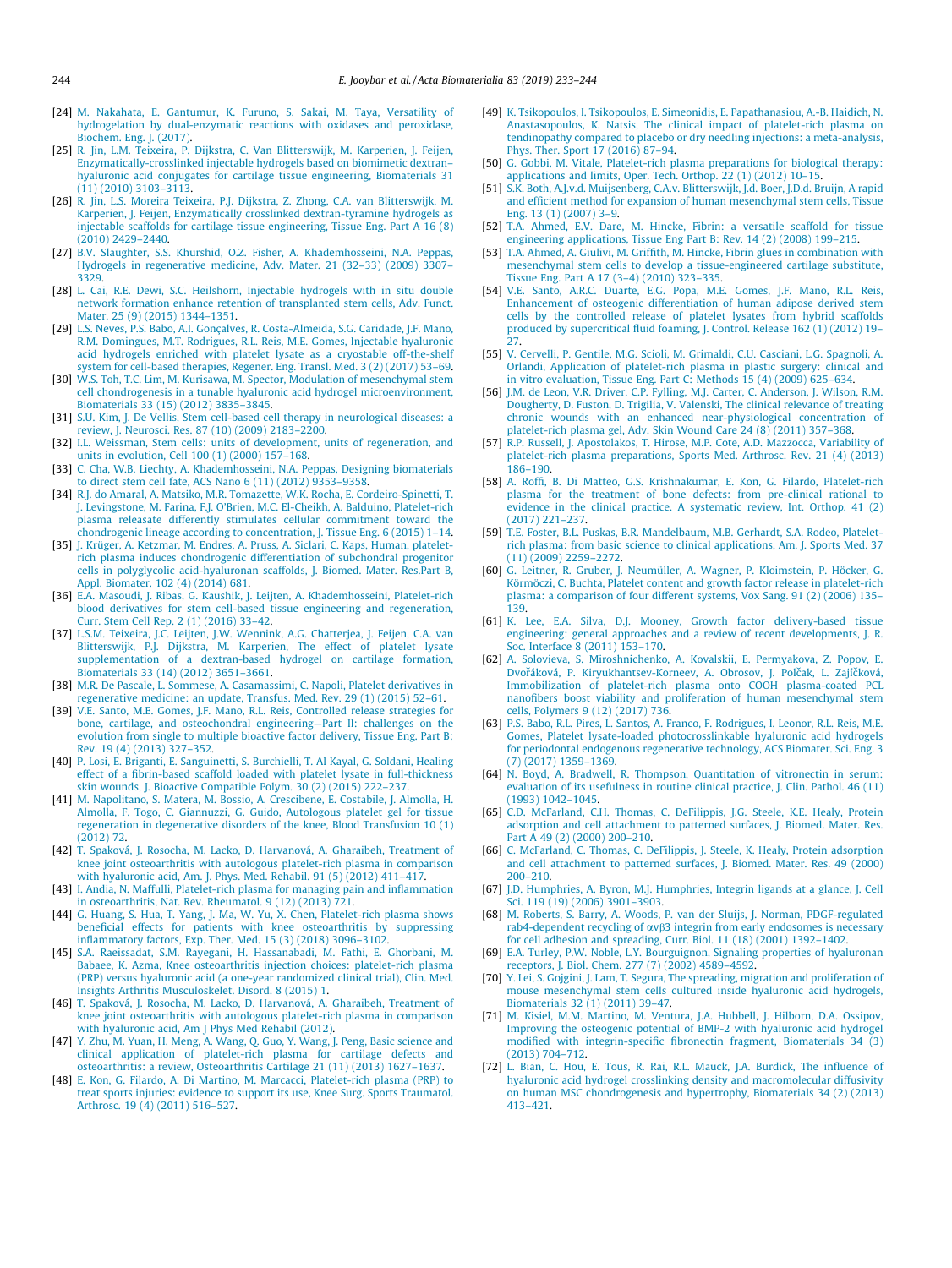[24] M. Nakahata, E. Gantumur, K. Furuno, S. Sakai, M. Taya, Versatility of hydrogelation by dual-enzymatic reactions with oxidases and peroxidase, Biochem. Eng. J. (2017).

[25] R. Jin, L.M. Teixeira, P. Dijkstra, C. Van Blitterswijk, M. Karperien, J. Feijen, Enzymatically-crosslinked injectable hydrogels based on biomimetic dextran–hyaluronic acid conjugates for cartilage tissue engineering, Biomaterials 31 (11) (2010) 3103–3113.

[26] R. Jin, L.S. Moreira Teixeira, P.J. Dijkstra, Z. Zhong, C.A. van Blitterswijk, M. Karperien, J. Feijen, Enzymatically crosslinked dextran-tyramine hydrogels as injectable scaffolds for cartilage tissue engineering, Tissue Eng. Part A 16 (8) (2010) 2429–2440.

[27] B.V. Slaughter, S.S. Khurshid, O.Z. Fisher, A. Khademhosseini, N.A. Peppas, Hydrogels in regenerative medicine, Adv. Mater. 21 (32–33) (2009) 3307–3329.

[28] L. Cai, R.E. Dewi, S.C. Heilshorn, Injectable hydrogels with in situ double network formation enhance retention of transplanted stem cells, Adv. Funct. Mater. 25 (9) (2015) 1344–1351.

[29] L.S. Neves, P.S. Babo, A.I. Gonçalves, R. Costa-Almeida, S.G. Caridade, J.F. Mano, R.M. Domingues, M.T. Rodrigues, R.L. Reis, M.E. Gomes, Injectable hyaluronic acid hydrogels enriched with platelet lysate as a cryostable off-the-shelf system for cell-based therapies, Regener. Eng. Transl. Med. 3 (2) (2017) 53–69.

[30] W.S. Toh, T.C. Lim, M. Kurisawa, M. Spector, Modulation of mesenchymal stem cell chondrogenesis in a tunable hyaluronic acid hydrogel microenvironment, Biomaterials 33 (15) (2012) 3835–3845.

[31] S.U. Kim, J. De Vellis, Stem cell-based cell therapy in neurological diseases: a review, J. Neurosci. Res. 87 (10) (2009) 2183–2200.

[32] I.L. Weissman, Stem cells: units of development, units of regeneration, and units in evolution, Cell 100 (1) (2000) 157–168.

[33] C. Cha, W.B. Liechty, A. Khademhosseini, N.A. Peppas, Designing biomaterials to direct stem cell fate, ACS Nano 6 (11) (2012) 9353–9358.

[34] R.J. do Amaral, A. Matsiko, M.R. Tomazette, W.K. Rocha, E. Cordeiro-Spinetti, T. Levingstone, M. Farina, F.J. O'Brien, M.C. El-Cheikh, A. Balduino, Platelet-rich plasma releasate differently stimulates cellular commitment toward the chondrogenic lineage according to concentration, J. Tissue Eng. 6 (2015) 1–14.

[35] J. Krüger, A. Ketzmar, M. Endres, A. Pruss, A. Siclari, C. Kaps, Human, platelet-rich plasma induces chondrogenic differentiation of subchondral progenitor cells in polyglycolic acid-hyaluronan scaffolds, J. Biomed. Mater. Res.Part B, Appl. Biomater. 102 (4) (2014) 681.

[36] E.A. Masoudi, J. Ribas, G. Kaushik, J. Leijten, A. Khademhosseini, Platelet-rich blood derivatives for stem cell-based tissue engineering and regeneration, Curr. Stem Cell Rep. 2 (1) (2016) 33–42.

[37] L.S.M. Teixeira, J.C. Leijten, J.W. Wennink, A.G. Chatterjea, J. Feijen, C.A. van Blitterswijk, P.J. Dijkstra, M. Karperien, The effect of platelet lysate supplementation of a dextran-based hydrogel on cartilage formation, Biomaterials 33 (14) (2012) 3651–3661.

[38] M.R. De Pascale, L. Sommese, A. Casamassimi, C. Napoli, Platelet derivatives in regenerative medicine: an update, Transfus. Med. Rev. 29 (1) (2015) 52–61.

[39] V.E. Santo, M.E. Gomes, J.F. Mano, R.L. Reis, Controlled release strategies for bone, cartilage, and osteochondral engineering—Part II: challenges on the evolution from single to multiple bioactive factor delivery, Tissue Eng. Part B: Rev. 19 (4) (2013) 327–352.

[40] P. Losi, E. Briganti, E. Sanguinetti, S. Burchielli, T. Al Kayal, G. Soldani, Healing effect of a fibrin-based scaffold loaded with platelet lysate in full-thickness skin wounds, J. Bioactive Compatible Polym. 30 (2) (2015) 222–237.

[41] M. Napolitano, S. Matera, M. Bossio, A. Crescibene, E. Costabile, J. Almolla, H. Almolla, F. Togo, C. Giannuzzi, G. Guido, Autologous platelet gel for tissue regeneration in degenerative disorders of the knee, Blood Transfusion 10 (1) (2012) 72.

[42] T. Spaková, J. Rosocha, M. Lacko, D. Harvanová, A. Gharaibeh, Treatment of knee joint osteoarthritis with autologous platelet-rich plasma in comparison with hyaluronic acid, Am. J. Phys. Med. Rehabil. 91 (5) (2012) 411–417.

[43] I. Andia, N. Maffulli, Platelet-rich plasma for managing pain and inflammation in osteoarthritis, Nat. Rev. Rheumatol. 9 (12) (2013) 721.

[44] G. Huang, S. Hua, T. Yang, J. Ma, W. Yu, X. Chen, Platelet-rich plasma shows beneficial effects for patients with knee osteoarthritis by suppressing inflammatory factors, Exp. Ther. Med. 15 (3) (2018) 3096–3102.

[45] S.A. Raeissadat, S.M. Rayegani, H. Hassanabadi, M. Fathi, E. Ghorbani, M. Babaee, K. Azma, Knee osteoarthritis injection choices: platelet-rich plasma (PRP) versus hyaluronic acid (a one-year randomized clinical trial), Clin. Med. Insights Arthritis Musculoskelet. Disord. 8 (2015) 1.

[46] T. Spaková, J. Rosocha, M. Lacko, D. Harvanová, A. Gharaibeh, Treatment of knee joint osteoarthritis with autologous platelet-rich plasma in comparison with hyaluronic acid, Am J Phys Med Rehabil (2012).

[47] Y. Zhu, M. Yuan, H. Meng, A. Wang, Q. Guo, Y. Wang, J. Peng, Basic science and clinical application of platelet-rich plasma for cartilage defects and osteoarthritis: a review, Osteoarthritis Cartilage 21 (11) (2013) 1627–1637.

[48] E. Kon, G. Filardo, A. Di Martino, M. Marcacci, Platelet-rich plasma (PRP) to treat sports injuries: evidence to support its use, Knee Surg. Sports Traumatol. Arthrosc. 19 (4) (2011) 516–527.

[49] K. Tsikopoulos, I. Tsikopoulos, E. Simeonidis, E. Papathanasiou, A.-B. Haidich, N. Anastasopoulos, K. Natsis, The clinical impact of platelet-rich plasma on tendinopathy compared to placebo or dry needling injections: a meta-analysis, Phys. Ther. Sport 17 (2016) 87–94.

[50] G. Gobbi, M. Vitale, Platelet-rich plasma preparations for biological therapy: applications and limits, Oper. Tech. Orthop. 22 (1) (2012) 10–15.

[51] S.K. Both, A.J.v.d. Muijsenberg, C.A.v. Blitterswijk, J.d. Boer, J.D.d. Bruijn, A rapid and efficient method for expansion of human mesenchymal stem cells, Tissue Eng. 13 (1) (2007) 3–9.

[52] T.A. Ahmed, E.V. Dare, M. Hincke, Fibrin: a versatile scaffold for tissue engineering applications, Tissue Eng Part B: Rev. 14 (2) (2008) 199–215.

[53] T.A. Ahmed, A. Giulivi, M. Griffith, M. Hincke, Fibrin glues in combination with mesenchymal stem cells to develop a tissue-engineered cartilage substitute, Tissue Eng. Part A 17 (3–4) (2010) 323–335.

[54] V.E. Santo, A.R.C. Duarte, E.G. Popa, M.E. Gomes, J.F. Mano, R.L. Reis, Enhancement of osteogenic differentiation of human adipose derived stem cells by the controlled release of platelet lysates from hybrid scaffolds produced by supercritical fluid foaming, J. Control. Release 162 (1) (2012) 19–27.

[55] V. Cervelli, P. Gentile, M.G. Scioli, M. Grimaldi, C.U. Casciani, L.G. Spagnoli, A. Orlandi, Application of platelet-rich plasma in plastic surgery: clinical and in vitro evaluation, Tissue Eng. Part C: Methods 15 (4) (2009) 625–634.

[56] J.M. de Leon, V.R. Driver, C.P. Fylling, M.J. Carter, C. Anderson, J. Wilson, R.M. Dougherty, D. Fuston, D. Trigilia, V. Valenski, The clinical relevance of treating chronic wounds with an enhanced near-physiological concentration of platelet-rich plasma gel, Adv. Skin Wound Care 24 (8) (2011) 357–368.

[57] R.P. Russell, J. Apostolakos, T. Hirose, M.P. Cote, A.D. Mazzocca, Variability of platelet-rich plasma preparations, Sports Med. Arthrosc. Rev. 21 (4) (2013) 186–190.

[58] A. Roffi, B. Di Matteo, G.S. Krishnakumar, E. Kon, G. Filardo, Platelet-rich plasma for the treatment of bone defects: from pre-clinical rational to evidence in the clinical practice. A systematic review, Int. Orthop. 41 (2) (2017) 221–237.

[59] T.E. Foster, B.L. Puskas, B.R. Mandelbaum, M.B. Gerhardt, S.A. Rodeo, Platelet-rich plasma: from basic science to clinical applications, Am. J. Sports Med. 37 (11) (2009) 2259–2272.

[60] G. Leitner, R. Gruber, J. Neumüller, A. Wagner, P. Kloimstein, P. Höcker, G. Körmöczi, C. Buchta, Platelet content and growth factor release in platelet-rich plasma: a comparison of four different systems, Vox Sang. 91 (2) (2006) 135–139.

[61] K. Lee, E.A. Silva, D.J. Mooney, Growth factor delivery-based tissue engineering: general approaches and a review of recent developments, J. R. Soc. Interface 8 (2011) 153–170.

[62] A. Solovieva, S. Miroshnichenko, A. Kovalskii, E. Permyakova, Z. Popov, E. Dvořáková, P. Kiryukhantsev-Korneev, A. Obrosov, J. Polčak, L. Zajíčková, Immobilization of platelet-rich plasma onto COOH plasma-coated PCL nanofibers boost viability and proliferation of human mesenchymal stem cells, Polymers 9 (12) (2017) 736.

[63] P.S. Babo, R.L. Pires, L. Santos, A. Franco, F. Rodrigues, I. Leonor, R.L. Reis, M.E. Gomes, Platelet lysate-loaded photocrosslinkable hyaluronic acid hydrogels for periodontal endogenous regenerative technology, ACS Biomater. Sci. Eng. 3 (7) (2017) 1359–1369.

[64] N. Boyd, A. Bradwell, R. Thompson, Quantitation of vitronectin in serum: evaluation of its usefulness in routine clinical practice, J. Clin. Pathol. 46 (11) (1993) 1042–1045.

[65] C.D. McFarland, C.H. Thomas, C. DeFilippis, J.G. Steele, K.E. Healy, Protein adsorption and cell attachment to patterned surfaces, J. Biomed. Mater. Res. Part A 49 (2) (2000) 200–210.

[66] C. McFarland, C. Thomas, C. DeFilippis, J. Steele, K. Healy, Protein adsorption and cell attachment to patterned surfaces, J. Biomed. Mater. Res. 49 (2000) 200–210.

[67] J.D. Humphries, A. Byron, M.J. Humphries, Integrin ligands at a glance, J. Cell Sci. 119 (19) (2006) 3901–3903.

[68] M. Roberts, S. Barry, A. Woods, P. van der Sluijs, J. Norman, PDGF-regulated rab4-dependent recycling of $\alpha v \beta 3$ integrin from early endosomes is necessary for cell adhesion and spreading, Curr. Biol. 11 (18) (2001) 1392–1402.

[69] E.A. Turley, P.W. Noble, L.Y. Bourguignon, Signaling properties of hyaluronan receptors, J. Biol. Chem. 277 (7) (2002) 4589–4592.

[70] Y. Lei, S. Gojgini, J. Lam, T. Segura, The spreading, migration and proliferation of mouse mesenchymal stem cells cultured inside hyaluronic acid hydrogels, Biomaterials 32 (1) (2011) 39–47.

[71] M. Kisiel, M.M. Martino, M. Ventura, J.A. Hubbell, J. Hilborn, D.A. Ossipov, Improving the osteogenic potential of BMP-2 with hyaluronic acid hydrogel modified with integrin-specific fibronectin fragment, Biomaterials 34 (3) (2013) 704–712.

[72] L. Bian, C. Hou, E. Tous, R. Rai, R.L. Mauck, J.A. Burdick, The influence of hyaluronic acid hydrogel crosslinking density and macromolecular diffusivity on human MSC chondrogenesis and hypertrophy, Biomaterials 34 (2) (2013) 413–421.